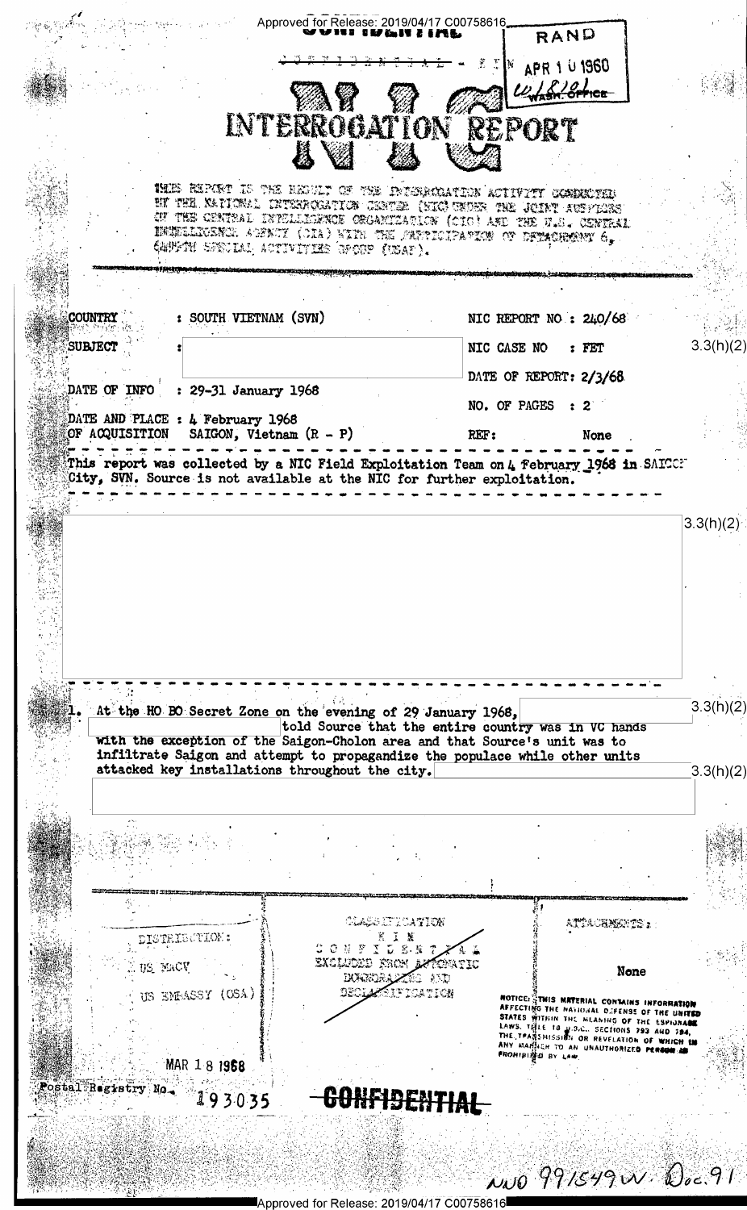Approved for Release: 2019/04/17 C00758616

CONFIDENTIAL - NOFORN

RAND

APR 1 0 1960

WASH. OFFICE

# NIC INTERROGATION REPORT

THIS REPORT IS THE RESULT OF THE INTERROGATION ACTIVITY CONDUCTED BY THE NATIONAL INTERROGATION CENTER (NIC) UNDER THE JOINT AUSPICES OF THE CENTRAL INTELLIGENCE ORGANIZATION (CIO) AND THE U.S. CENTRAL INTELLIGENCE AGENCY (CIA) WITH THE PARTICIPATION OF DETACHMENT 6, 6499TH SPECIAL ACTIVITIES GROUP (USAF).

| | | | |
|---|---|---|---|
| COUNTRY | : SOUTH VIETNAM (SVN) | NIC REPORT NO | : 240/68 |
| SUBJECT | : | NIC CASE NO | : FET |
| DATE OF INFO | : 29-31 January 1968 | DATE OF REPORT: | 2/3/68 |
| DATE AND PLACE OF ACQUISITION | : 4 February 1968 SAIGON, Vietnam (R - P) | NO. OF PAGES | : 2 |
| | | REF: | None |

3.3(h)(2)

This report was collected by a NIC Field Exploitation Team on 4 February 1968 in SAIGON City, SVN. Source is not available at the NIC for further exploitation.

3.3(h)(2)

1. At the HO BO Secret Zone on the evening of 29 January 1968, [redacted] told Source that the entire country was in VC hands with the exception of the Saigon-Cholon area and that Source's unit was to infiltrate Saigon and attempt to propagandize the populace while other units attacked key installations throughout the city. [redacted]

3.3(h)(2)

DISTRIBUTION:

US MACV

US EMBASSY (OSA)

CLASSIFICATION

NOFORN

CONFIDENTIAL

EXCLUDED FROM AUTOMATIC DOWNGRADING AND DECLASSIFICATION

ATTACHMENTS:

None

NOTICE: THIS MATERIAL CONTAINS INFORMATION AFFECTING THE NATIONAL DEFENSE OF THE UNITED STATES WITHIN THE MEANING OF THE ESPIONAGE LAWS, TITLE 18 U.S.C., SECTIONS 793 AND 794, THE TRANSMISSION OR REVELATION OF WHICH IN ANY MANNER TO AN UNAUTHORIZED PERSON IS PROHIBITED BY LAW.

MAR 18 1968

Postal Registry No. 193035

CONFIDENTIAL

NND 991549 W. Doc. 91

Approved for Release: 2019/04/17 C00758616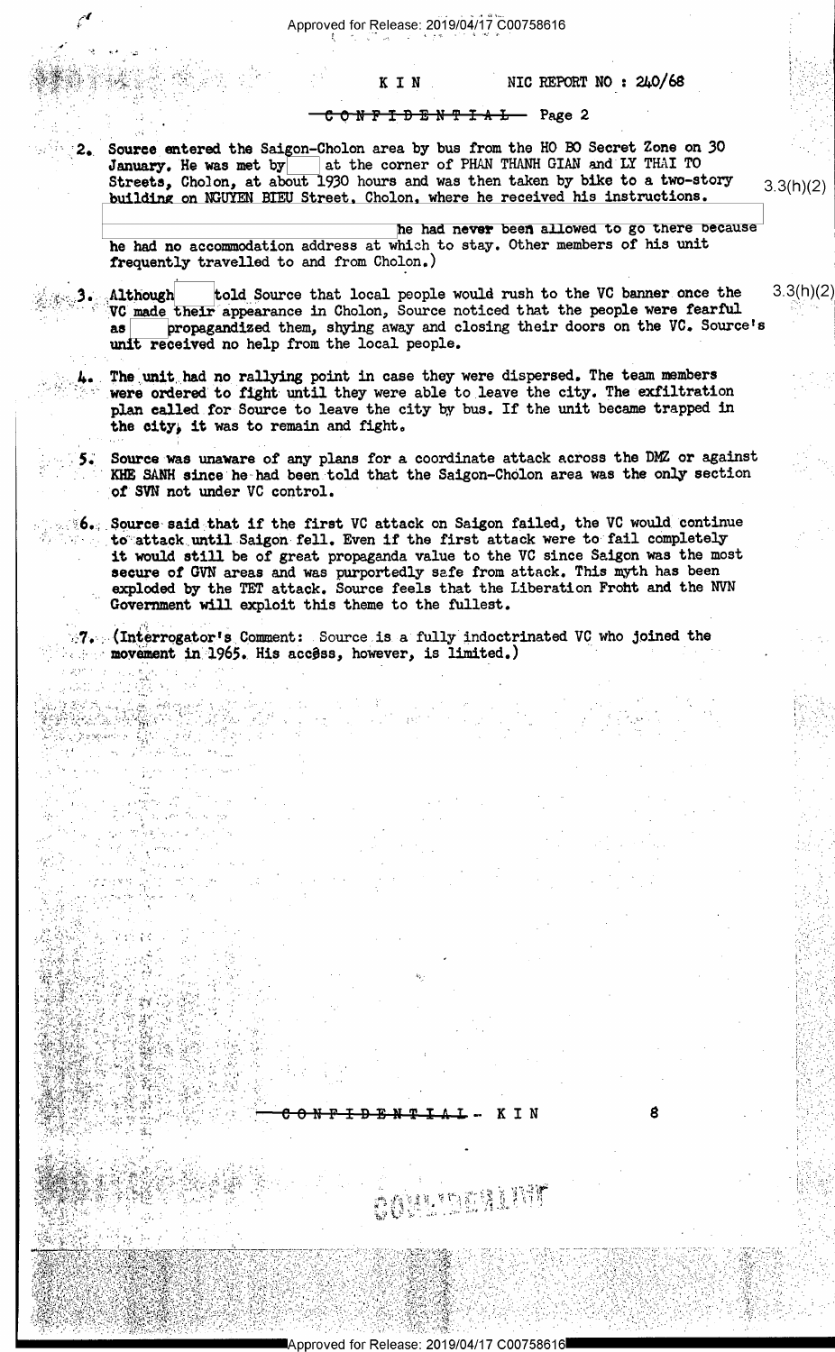KIN NIC REPORT NO : 240/68

CONFIDENTIAL Page 2

2. Source entered the Saigon-Cholon area by bus from the HO BO Secret Zone on 30 January. He was met by [ ] at the corner of PHAN THANH GIAN and LY THAI TO Streets, Cholon, at about 1930 hours and was then taken by bike to a two-story building on NGUYEN BIEU Street, Cholon, where he received his instructions. 3.3(h)(2)

[ ] he had never been allowed to go there because he had no accommodation address at which to stay. Other members of his unit frequently travelled to and from Cholon.)

3. Although [ ] told Source that local people would rush to the VC banner once the VC made their appearance in Cholon, Source noticed that the people were fearful as [ ] propagandized them, shying away and closing their doors on the VC. Source's unit received no help from the local people. 3.3(h)(2)

4. The unit had no rallying point in case they were dispersed. The team members were ordered to fight until they were able to leave the city. The exfiltration plan called for Source to leave the city by bus. If the unit became trapped in the city, it was to remain and fight.

5. Source was unaware of any plans for a coordinate attack across the DMZ or against KHE SANH since he had been told that the Saigon-Cholon area was the only section of SVN not under VC control.

6. Source said that if the first VC attack on Saigon failed, the VC would continue to attack until Saigon fell. Even if the first attack were to fail completely it would still be of great propaganda value to the VC since Saigon was the most secure of GVN areas and was purportedly safe from attack. This myth has been exploded by the TET attack. Source feels that the Liberation Front and the NVN Government will exploit this theme to the fullest.

7. (Interrogator's Comment: Source is a fully indoctrinated VC who joined the movement in 1965. His access, however, is limited.)

CONFIDENTIAL - KIN